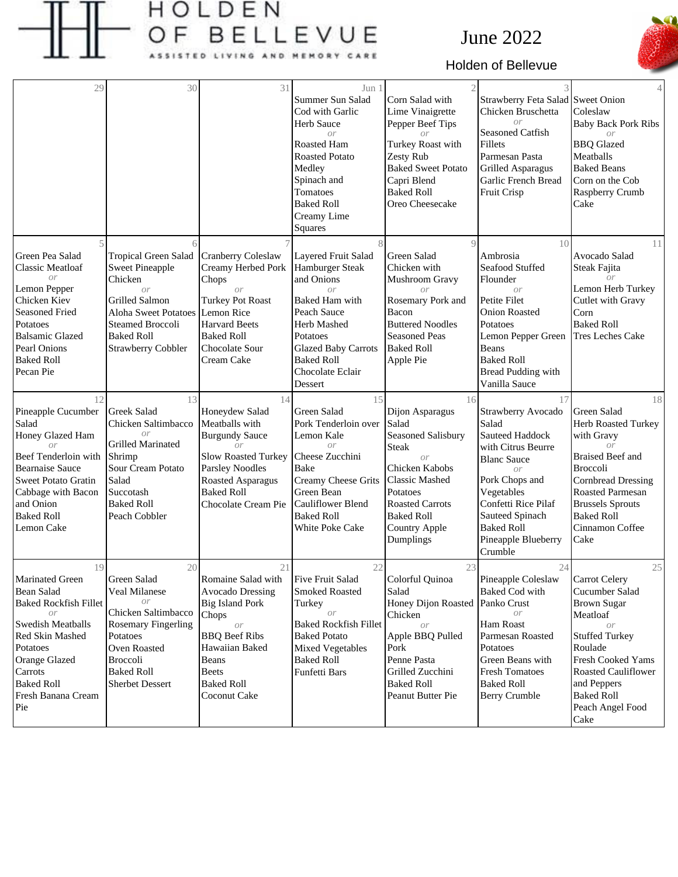# HOLDEN OF BELLEVUE

ASSISTED LIVING AND MEMORY CARE

## June 2022

Holden of Bellevue

| 29 | 30 | 31 | Jun 1 | 2 | 3 | 4 |
|---|---|---|---|---|---|---|
| | | | Summer Sun Salad<br>Cod with Garlic Herb Sauce<br>*or*<br>Roasted Ham<br>Roasted Potato Medley<br>Spinach and Tomatoes<br>Baked Roll<br>Creamy Lime Squares | Corn Salad with Lime Vinaigrette<br>Pepper Beef Tips<br>*or*<br>Turkey Roast with Zesty Rub<br>Baked Sweet Potato<br>Capri Blend<br>Baked Roll<br>Oreo Cheesecake | Strawberry Feta Salad<br>Chicken Bruschetta<br>*or*<br>Seasoned Catfish Fillets<br>Parmesan Pasta<br>Grilled Asparagus<br>Garlic French Bread<br>Fruit Crisp | Sweet Onion Coleslaw<br>Baby Back Pork Ribs<br>*or*<br>BBQ Glazed Meatballs<br>Baked Beans<br>Corn on the Cob<br>Raspberry Crumb Cake |
| **5** | **6** | **7** | **8** | **9** | **10** | **11** |
| Green Pea Salad<br>Classic Meatloaf<br>*or*<br>Lemon Pepper Chicken Kiev<br>Seasoned Fried Potatoes<br>Balsamic Glazed Pearl Onions<br>Baked Roll<br>Pecan Pie | Tropical Green Salad<br>Sweet Pineapple Chicken<br>*or*<br>Grilled Salmon<br>Aloha Sweet Potatoes<br>Steamed Broccoli<br>Baked Roll<br>Strawberry Cobbler | Cranberry Coleslaw<br>Creamy Herbed Pork Chops<br>*or*<br>Turkey Pot Roast<br>Lemon Rice<br>Harvard Beets<br>Baked Roll<br>Chocolate Sour Cream Cake | Layered Fruit Salad<br>Hamburger Steak and Onions<br>*or*<br>Baked Ham with Peach Sauce<br>Herb Mashed Potatoes<br>Glazed Baby Carrots<br>Baked Roll<br>Chocolate Eclair Dessert | Green Salad<br>Chicken with Mushroom Gravy<br>*or*<br>Rosemary Pork and Bacon<br>Buttered Noodles<br>Seasoned Peas<br>Baked Roll<br>Apple Pie | Ambrosia<br>Seafood Stuffed Flounder<br>*or*<br>Petite Filet<br>Onion Roasted Potatoes<br>Lemon Pepper Green Beans<br>Baked Roll<br>Bread Pudding with Vanilla Sauce | Avocado Salad<br>Steak Fajita<br>*or*<br>Lemon Herb Turkey Cutlet with Gravy<br>Corn<br>Baked Roll<br>Tres Leches Cake |
| **12** | **13** | **14** | **15** | **16** | **17** | **18** |
| Pineapple Cucumber Salad<br>Honey Glazed Ham<br>*or*<br>Beef Tenderloin with Bearnaise Sauce<br>Sweet Potato Gratin<br>Cabbage with Bacon and Onion<br>Baked Roll<br>Lemon Cake | Greek Salad<br>Chicken Saltimbacco<br>*or*<br>Grilled Marinated Shrimp<br>Sour Cream Potato Salad<br>Succotash<br>Baked Roll<br>Peach Cobbler | Honeydew Salad<br>Meatballs with Burgundy Sauce<br>*or*<br>Slow Roasted Turkey<br>Parsley Noodles<br>Roasted Asparagus<br>Baked Roll<br>Chocolate Cream Pie | Green Salad<br>Pork Tenderloin over Lemon Kale<br>*or*<br>Cheese Zucchini Bake<br>Creamy Cheese Grits<br>Green Bean Cauliflower Blend<br>Baked Roll<br>White Poke Cake | Dijon Asparagus Salad<br>Seasoned Salisbury Steak<br>*or*<br>Chicken Kabobs<br>Classic Mashed Potatoes<br>Roasted Carrots<br>Baked Roll<br>Country Apple Dumplings | Strawberry Avocado Salad<br>Sauteed Haddock with Citrus Beurre Blanc Sauce<br>*or*<br>Pork Chops and Vegetables<br>Confetti Rice Pilaf<br>Sauteed Spinach<br>Baked Roll<br>Pineapple Blueberry Crumble | Green Salad<br>Herb Roasted Turkey with Gravy<br>*or*<br>Braised Beef and Broccoli<br>Cornbread Dressing<br>Roasted Parmesan Brussels Sprouts<br>Baked Roll<br>Cinnamon Coffee Cake |
| **19** | **20** | **21** | **22** | **23** | **24** | **25** |
| Marinated Green Bean Salad<br>Baked Rockfish Fillet<br>*or*<br>Swedish Meatballs<br>Red Skin Mashed Potatoes<br>Orange Glazed Carrots<br>Baked Roll<br>Fresh Banana Cream Pie | Green Salad<br>Veal Milanese<br>*or*<br>Chicken Saltimbacco<br>Rosemary Fingerling Potatoes<br>Oven Roasted Broccoli<br>Baked Roll<br>Sherbet Dessert | Romaine Salad with Avocado Dressing<br>Big Island Pork Chops<br>*or*<br>BBQ Beef Ribs<br>Hawaiian Baked Beans<br>Beets<br>Baked Roll<br>Coconut Cake | Five Fruit Salad<br>Smoked Roasted Turkey<br>*or*<br>Baked Rockfish Fillet<br>Baked Potato<br>Mixed Vegetables<br>Baked Roll<br>Funfetti Bars | Colorful Quinoa Salad<br>Honey Dijon Roasted Chicken<br>*or*<br>Apple BBQ Pulled Pork<br>Penne Pasta<br>Grilled Zucchini<br>Baked Roll<br>Peanut Butter Pie | Pineapple Coleslaw<br>Baked Cod with Panko Crust<br>*or*<br>Ham Roast<br>Parmesan Roasted Potatoes<br>Green Beans with Fresh Tomatoes<br>Baked Roll<br>Berry Crumble | Carrot Celery Cucumber Salad<br>Brown Sugar Meatloaf<br>*or*<br>Stuffed Turkey Roulade<br>Fresh Cooked Yams<br>Roasted Cauliflower and Peppers<br>Baked Roll<br>Peach Angel Food Cake |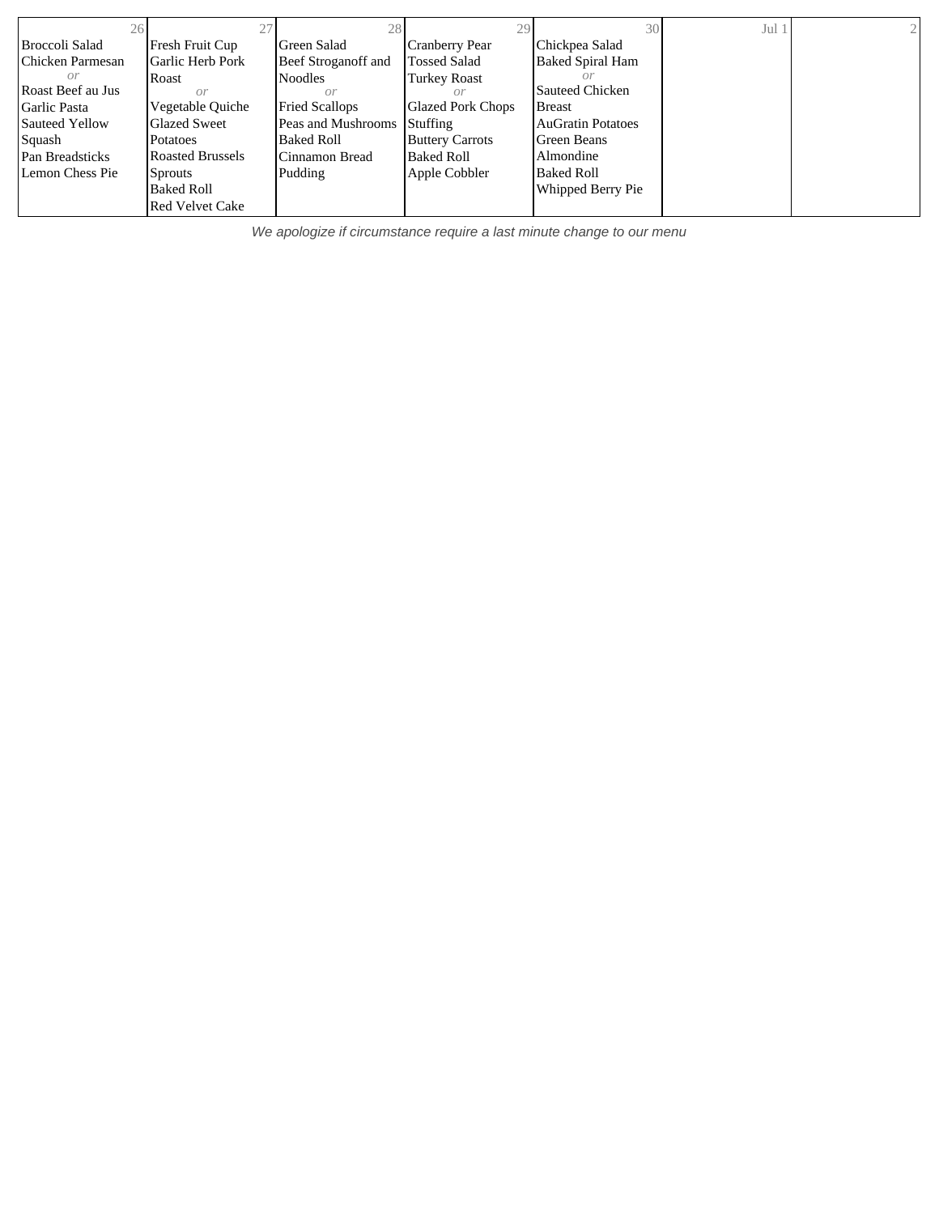| 26 | 27 | 28 | 29 | 30 | Jul 1 | 2 |
|---|---|---|---|---|---|---|
| Broccoli Salad<br>Chicken Parmesan<br>*or*<br>Roast Beef au Jus<br>Garlic Pasta<br>Sauteed Yellow Squash<br>Pan Breadsticks<br>Lemon Chess Pie | Fresh Fruit Cup<br>Garlic Herb Pork Roast<br>*or*<br>Vegetable Quiche<br>Glazed Sweet Potatoes<br>Roasted Brussels Sprouts<br>Baked Roll<br>Red Velvet Cake | Green Salad<br>Beef Stroganoff and Noodles<br>*or*<br>Fried Scallops<br>Peas and Mushrooms<br>Baked Roll<br>Cinnamon Bread Pudding | Cranberry Pear Tossed Salad<br>Turkey Roast<br>*or*<br>Glazed Pork Chops<br>Stuffing<br>Buttery Carrots<br>Baked Roll<br>Apple Cobbler | Chickpea Salad<br>Baked Spiral Ham<br>*or*<br>Sauteed Chicken Breast<br>AuGratin Potatoes<br>Green Beans Almondine<br>Baked Roll<br>Whipped Berry Pie | | |

*We apologize if circumstance require a last minute change to our menu*